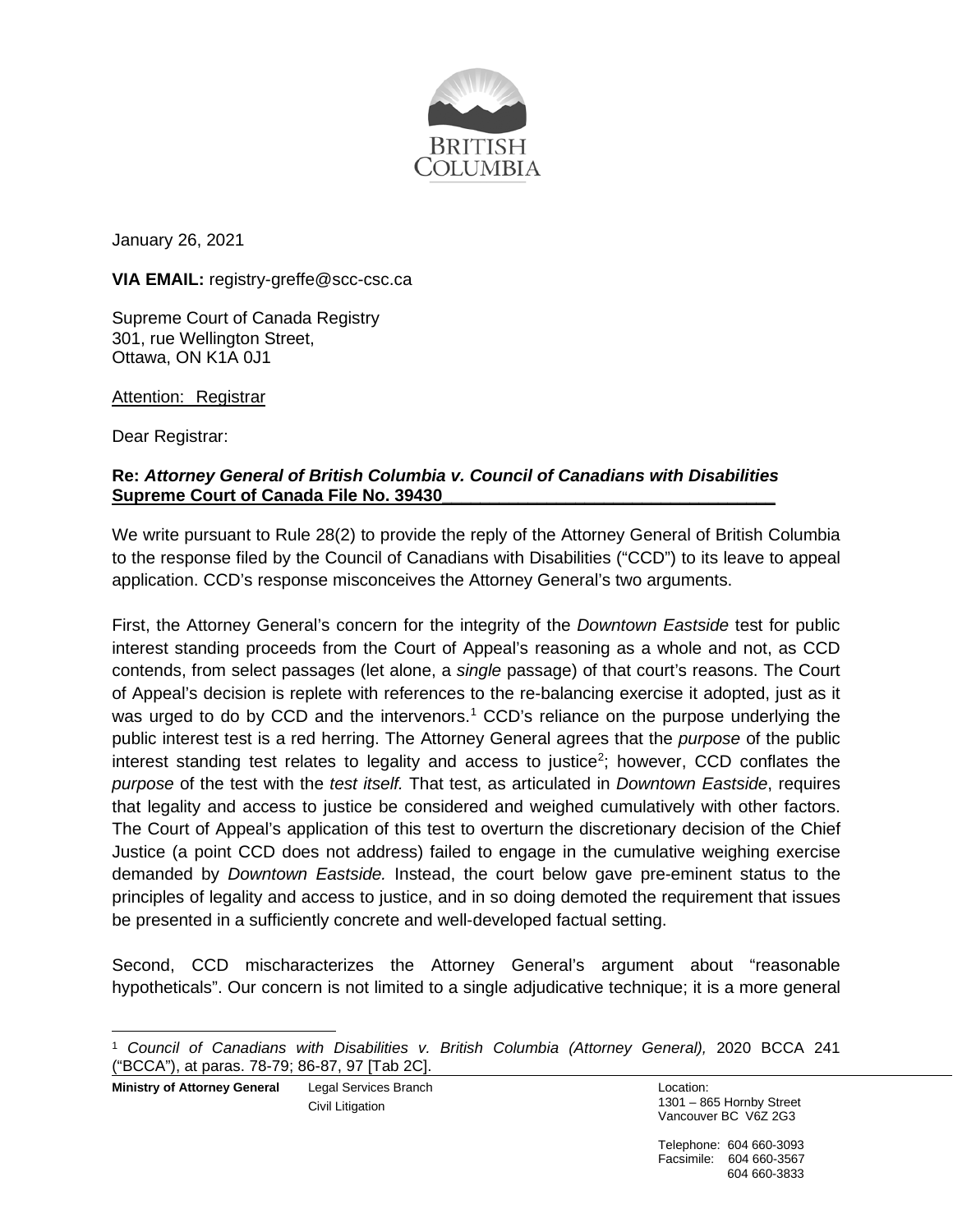January 26, 2021

**VIA EMAIL:** registry-greffe@scc-csc.ca

Supreme Court of Canada Registry
301, rue Wellington Street,
Ottawa, ON K1A 0J1

Attention: Registrar

Dear Registrar:

**Re: *Attorney General of British Columbia v. Council of Canadians with Disabilities***
**Supreme Court of Canada File No. 39430**

We write pursuant to Rule 28(2) to provide the reply of the Attorney General of British Columbia to the response filed by the Council of Canadians with Disabilities ("CCD") to its leave to appeal application. CCD's response misconceives the Attorney General's two arguments.

First, the Attorney General's concern for the integrity of the *Downtown Eastside* test for public interest standing proceeds from the Court of Appeal's reasoning as a whole and not, as CCD contends, from select passages (let alone, a *single* passage) of that court's reasons. The Court of Appeal's decision is replete with references to the re-balancing exercise it adopted, just as it was urged to do by CCD and the intervenors.[1] CCD's reliance on the purpose underlying the public interest test is a red herring. The Attorney General agrees that the *purpose* of the public interest standing test relates to legality and access to justice[2]; however, CCD conflates the *purpose* of the test with the *test itself.* That test, as articulated in *Downtown Eastside*, requires that legality and access to justice be considered and weighed cumulatively with other factors. The Court of Appeal's application of this test to overturn the discretionary decision of the Chief Justice (a point CCD does not address) failed to engage in the cumulative weighing exercise demanded by *Downtown Eastside.* Instead, the court below gave pre-eminent status to the principles of legality and access to justice, and in so doing demoted the requirement that issues be presented in a sufficiently concrete and well-developed factual setting.

Second, CCD mischaracterizes the Attorney General's argument about "reasonable hypotheticals". Our concern is not limited to a single adjudicative technique; it is a more general

---

[1] *Council of Canadians with Disabilities v. British Columbia (Attorney General),* 2020 BCCA 241 ("BCCA"), at paras. 78-79; 86-87, 97 [Tab 2C].

**Ministry of Attorney General** Legal Services Branch
Civil Litigation

Location:
1301 – 865 Hornby Street
Vancouver BC V6Z 2G3

Telephone: 604 660-3093
Facsimile: 604 660-3567
604 660-3833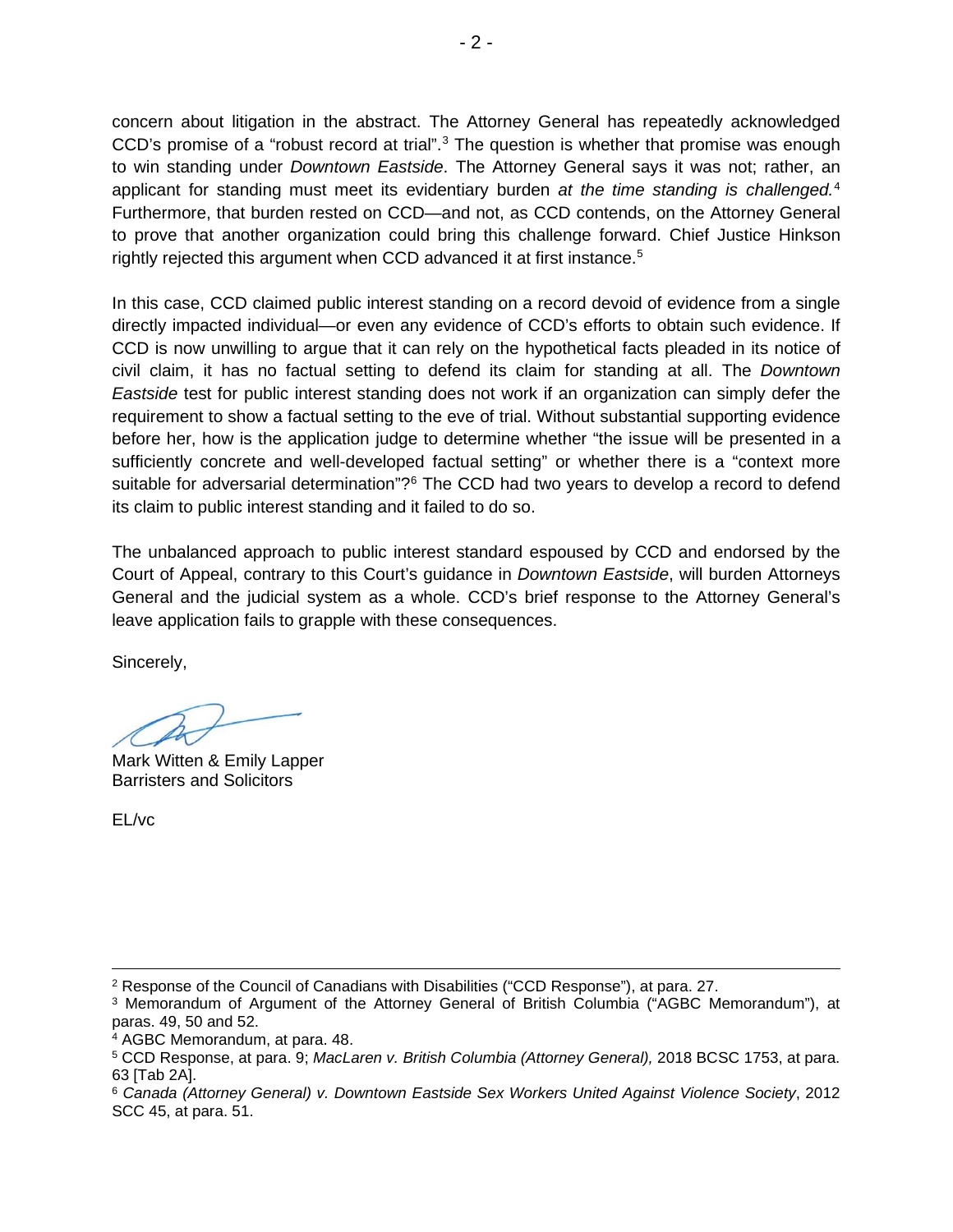concern about litigation in the abstract. The Attorney General has repeatedly acknowledged CCD's promise of a "robust record at trial".[3] The question is whether that promise was enough to win standing under *Downtown Eastside*. The Attorney General says it was not; rather, an applicant for standing must meet its evidentiary burden *at the time standing is challenged.*[4] Furthermore, that burden rested on CCD—and not, as CCD contends, on the Attorney General to prove that another organization could bring this challenge forward. Chief Justice Hinkson rightly rejected this argument when CCD advanced it at first instance.[5]

In this case, CCD claimed public interest standing on a record devoid of evidence from a single directly impacted individual—or even any evidence of CCD's efforts to obtain such evidence. If CCD is now unwilling to argue that it can rely on the hypothetical facts pleaded in its notice of civil claim, it has no factual setting to defend its claim for standing at all. The *Downtown Eastside* test for public interest standing does not work if an organization can simply defer the requirement to show a factual setting to the eve of trial. Without substantial supporting evidence before her, how is the application judge to determine whether "the issue will be presented in a sufficiently concrete and well-developed factual setting" or whether there is a "context more suitable for adversarial determination"?[6] The CCD had two years to develop a record to defend its claim to public interest standing and it failed to do so.

The unbalanced approach to public interest standard espoused by CCD and endorsed by the Court of Appeal, contrary to this Court's guidance in *Downtown Eastside*, will burden Attorneys General and the judicial system as a whole. CCD's brief response to the Attorney General's leave application fails to grapple with these consequences.

Sincerely,

Mark Witten & Emily Lapper
Barristers and Solicitors

EL/vc

---

[2] Response of the Council of Canadians with Disabilities ("CCD Response"), at para. 27.

[3] Memorandum of Argument of the Attorney General of British Columbia ("AGBC Memorandum"), at paras. 49, 50 and 52.

[4] AGBC Memorandum, at para. 48.

[5] CCD Response, at para. 9; *MacLaren v. British Columbia (Attorney General),* 2018 BCSC 1753, at para. 63 [Tab 2A].

[6] *Canada (Attorney General) v. Downtown Eastside Sex Workers United Against Violence Society*, 2012 SCC 45, at para. 51.